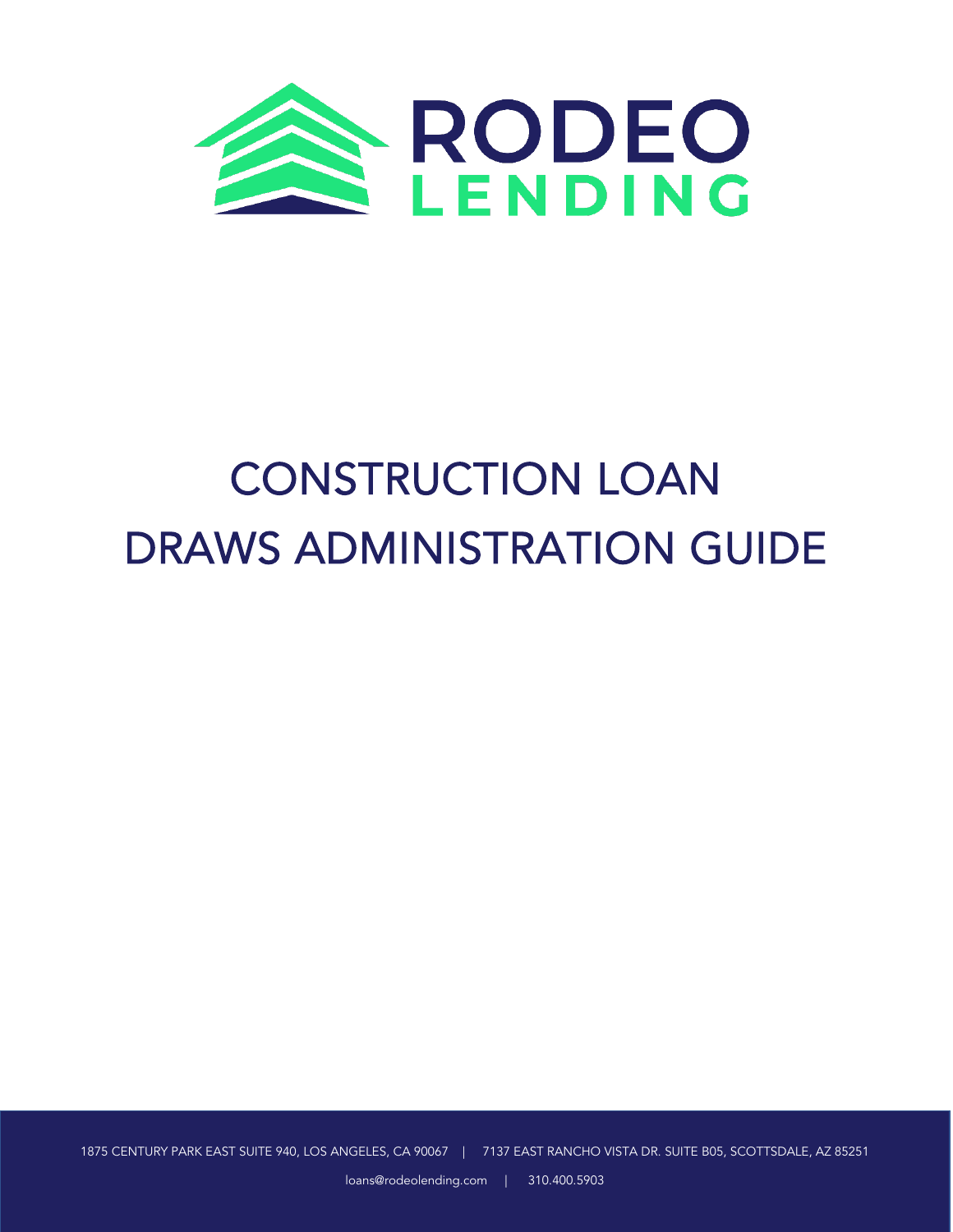# RODEO LENDING

# CONSTRUCTION LOAN DRAWS ADMINISTRATION GUIDE

1875 CENTURY PARK EAST SUITE 940, LOS ANGELES, CA 90067 | 7137 EAST RANCHO VISTA DR. SUITE B05, SCOTTSDALE, AZ 85251

loans@rodeolending.com | 310.400.5903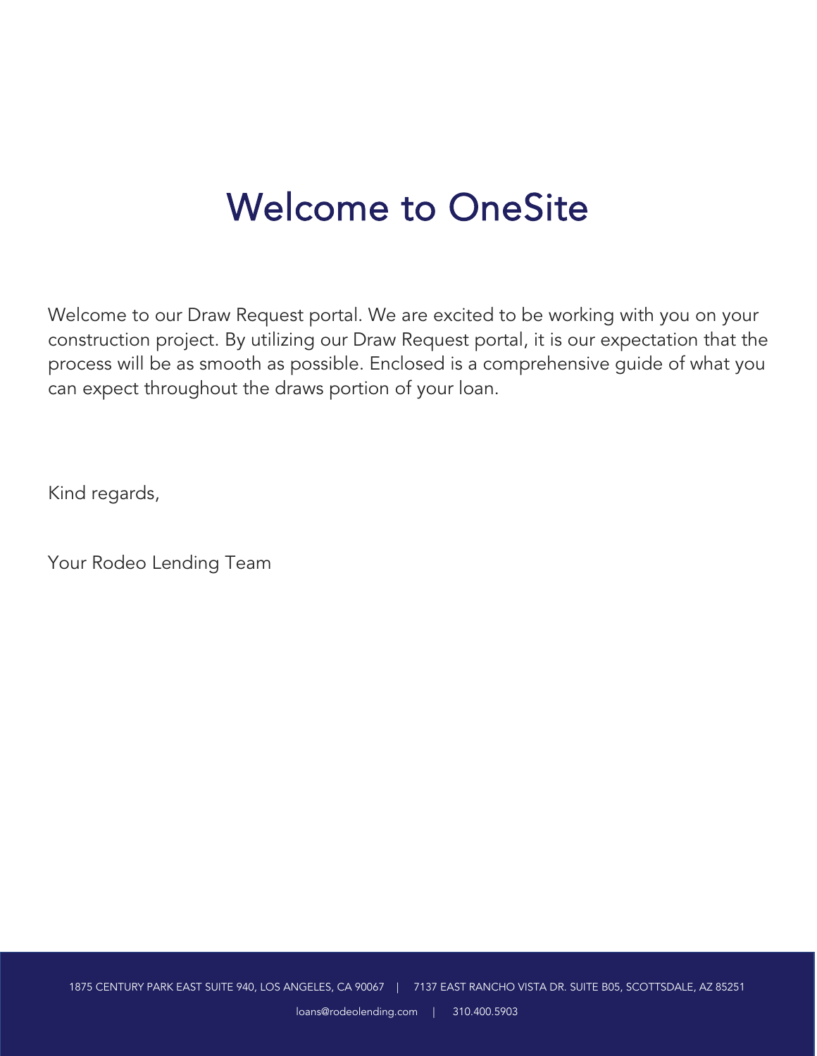# Welcome to OneSite

Welcome to our Draw Request portal. We are excited to be working with you on your construction project. By utilizing our Draw Request portal, it is our expectation that the process will be as smooth as possible. Enclosed is a comprehensive guide of what you can expect throughout the draws portion of your loan.

Kind regards,

Your Rodeo Lending Team

1875 CENTURY PARK EAST SUITE 940, LOS ANGELES, CA 90067 | 7137 EAST RANCHO VISTA DR. SUITE B05, SCOTTSDALE, AZ 85251

loans@rodeolending.com | 310.400.5903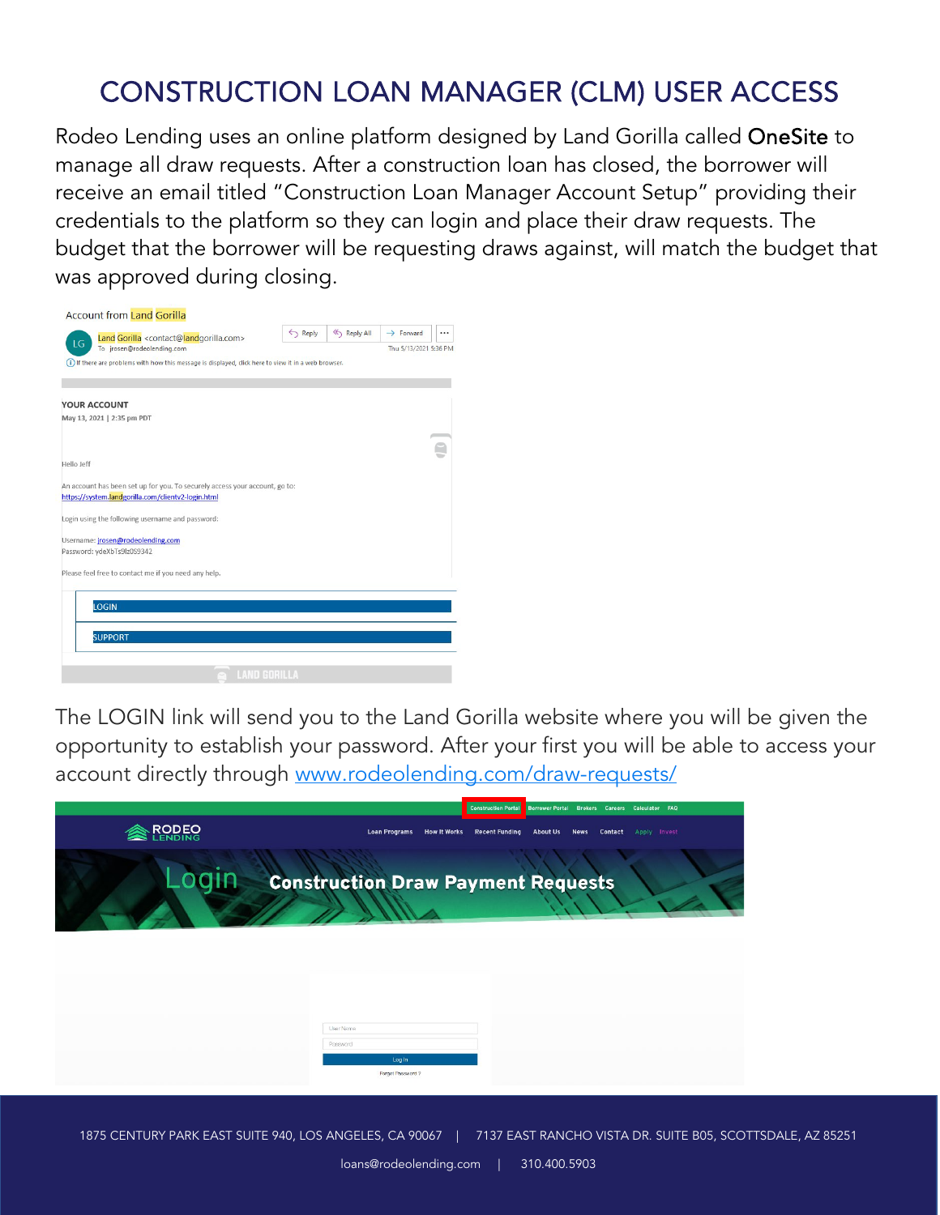# CONSTRUCTION LOAN MANAGER (CLM) USER ACCESS

Rodeo Lending uses an online platform designed by Land Gorilla called OneSite to manage all draw requests. After a construction loan has closed, the borrower will receive an email titled "Construction Loan Manager Account Setup" providing their credentials to the platform so they can login and place their draw requests. The budget that the borrower will be requesting draws against, will match the budget that was approved during closing.

Account from Land Gorilla

Land Gorilla <contact@landgorilla.com>
To jrosen@rodeolending.com

Thu 5/13/2021 5:36 PM

If there are problems with how this message is displayed, click here to view it in a web browser.

YOUR ACCOUNT

May 13, 2021 | 2:35 pm PDT

Hello Jeff

An account has been set up for you. To securely access your account, go to:
https://system.landgorilla.com/clientv2-login.html

Login using the following username and password:

Username: jrosen@rodeolending.com
Password: ydeXbTs9lz0S9342

Please feel free to contact me if you need any help.

LOGIN

SUPPORT

LAND GORILLA

The LOGIN link will send you to the Land Gorilla website where you will be given the opportunity to establish your password. After your first you will be able to access your account directly through www.rodeolending.com/draw-requests/

Construction Portal | Borrower Portal | Brokers | Careers | Calculator | FAQ

RODEO LENDING

Loan Programs | How It Works | Recent Funding | About Us | News | Contact | Apply | Invest

Login Construction Draw Payment Requests

User Name
Password
Log In
Forgot Password ?

1875 CENTURY PARK EAST SUITE 940, LOS ANGELES, CA 90067 | 7137 EAST RANCHO VISTA DR. SUITE B05, SCOTTSDALE, AZ 85251

loans@rodeolending.com | 310.400.5903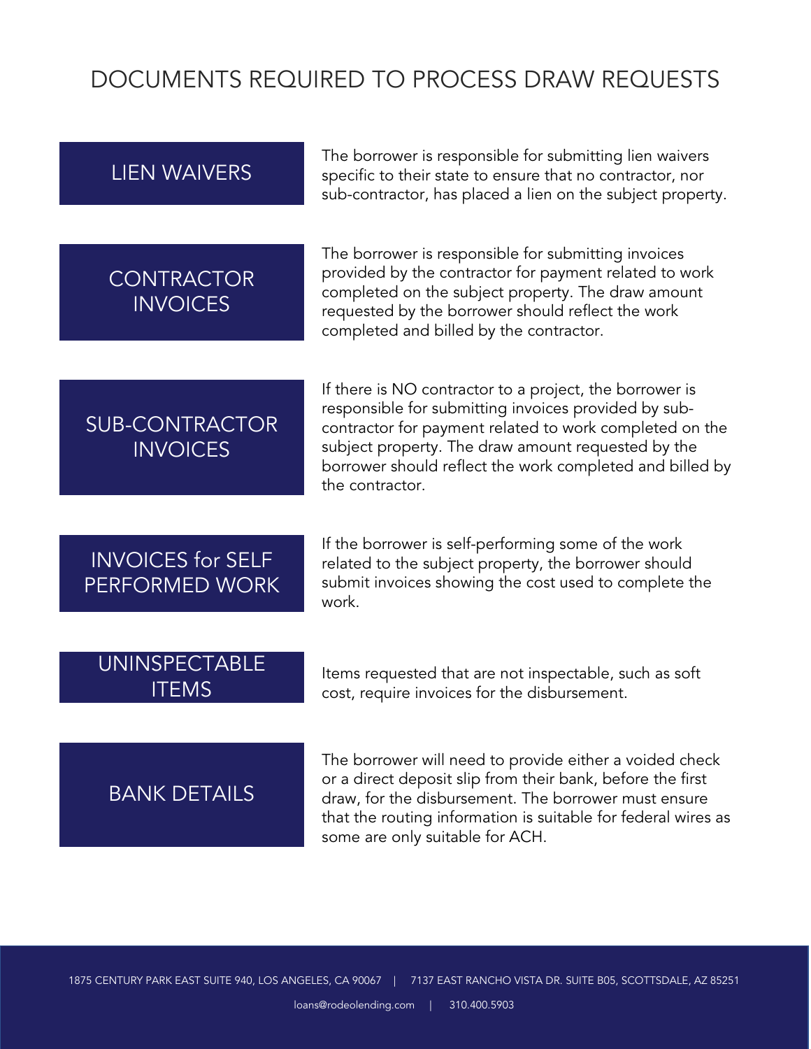# DOCUMENTS REQUIRED TO PROCESS DRAW REQUESTS

## LIEN WAIVERS

The borrower is responsible for submitting lien waivers specific to their state to ensure that no contractor, nor sub-contractor, has placed a lien on the subject property.

## CONTRACTOR INVOICES

The borrower is responsible for submitting invoices provided by the contractor for payment related to work completed on the subject property. The draw amount requested by the borrower should reflect the work completed and billed by the contractor.

## SUB-CONTRACTOR INVOICES

If there is NO contractor to a project, the borrower is responsible for submitting invoices provided by sub-contractor for payment related to work completed on the subject property. The draw amount requested by the borrower should reflect the work completed and billed by the contractor.

## INVOICES for SELF PERFORMED WORK

If the borrower is self-performing some of the work related to the subject property, the borrower should submit invoices showing the cost used to complete the work.

## UNINSPECTABLE ITEMS

Items requested that are not inspectable, such as soft cost, require invoices for the disbursement.

## BANK DETAILS

The borrower will need to provide either a voided check or a direct deposit slip from their bank, before the first draw, for the disbursement. The borrower must ensure that the routing information is suitable for federal wires as some are only suitable for ACH.

1875 CENTURY PARK EAST SUITE 940, LOS ANGELES, CA 90067 | 7137 EAST RANCHO VISTA DR. SUITE B05, SCOTTSDALE, AZ 85251

loans@rodeolending.com | 310.400.5903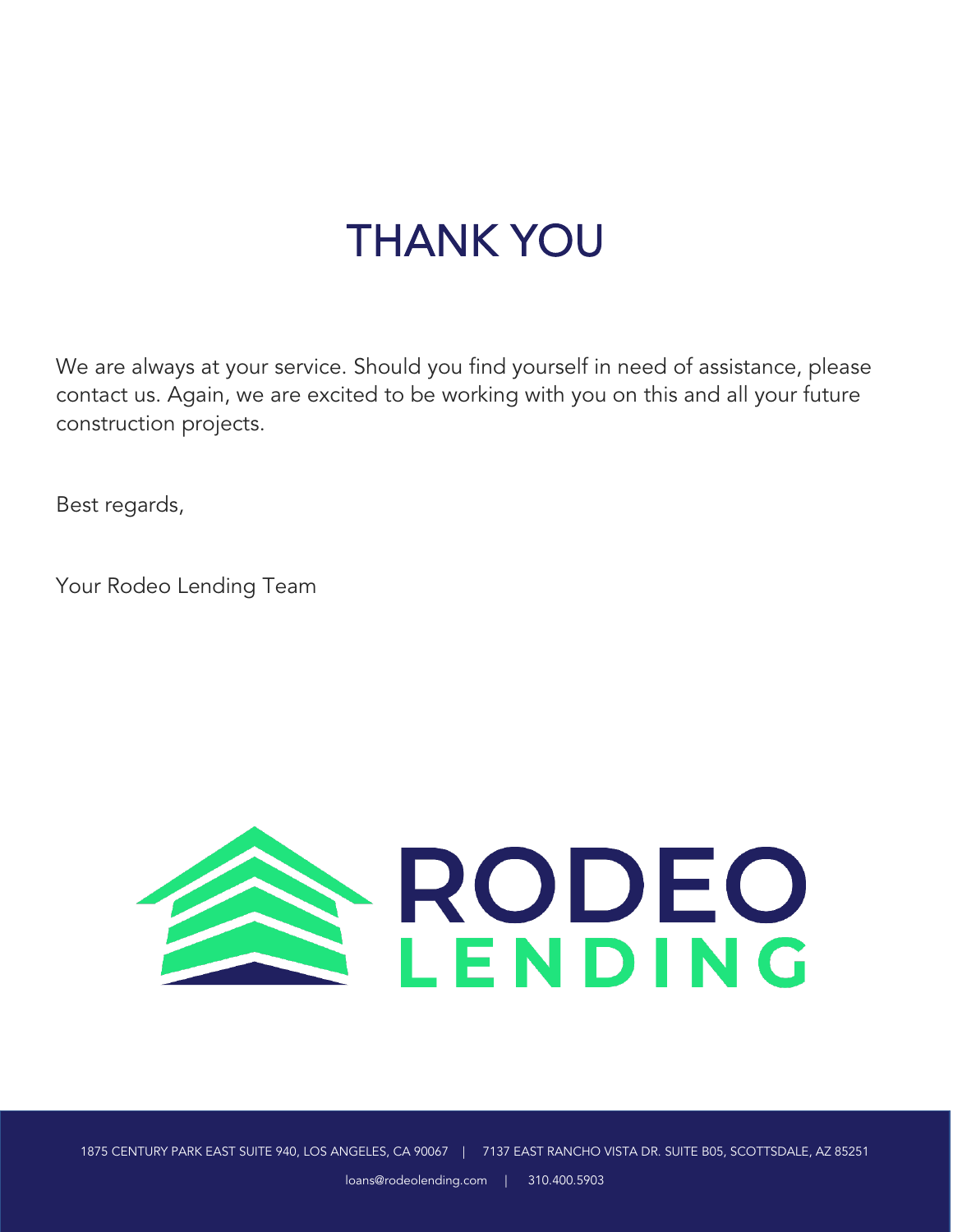# THANK YOU

We are always at your service. Should you find yourself in need of assistance, please contact us. Again, we are excited to be working with you on this and all your future construction projects.

Best regards,

Your Rodeo Lending Team

RODEO LENDING

1875 CENTURY PARK EAST SUITE 940, LOS ANGELES, CA 90067 | 7137 EAST RANCHO VISTA DR. SUITE B05, SCOTTSDALE, AZ 85251

loans@rodeolending.com | 310.400.5903